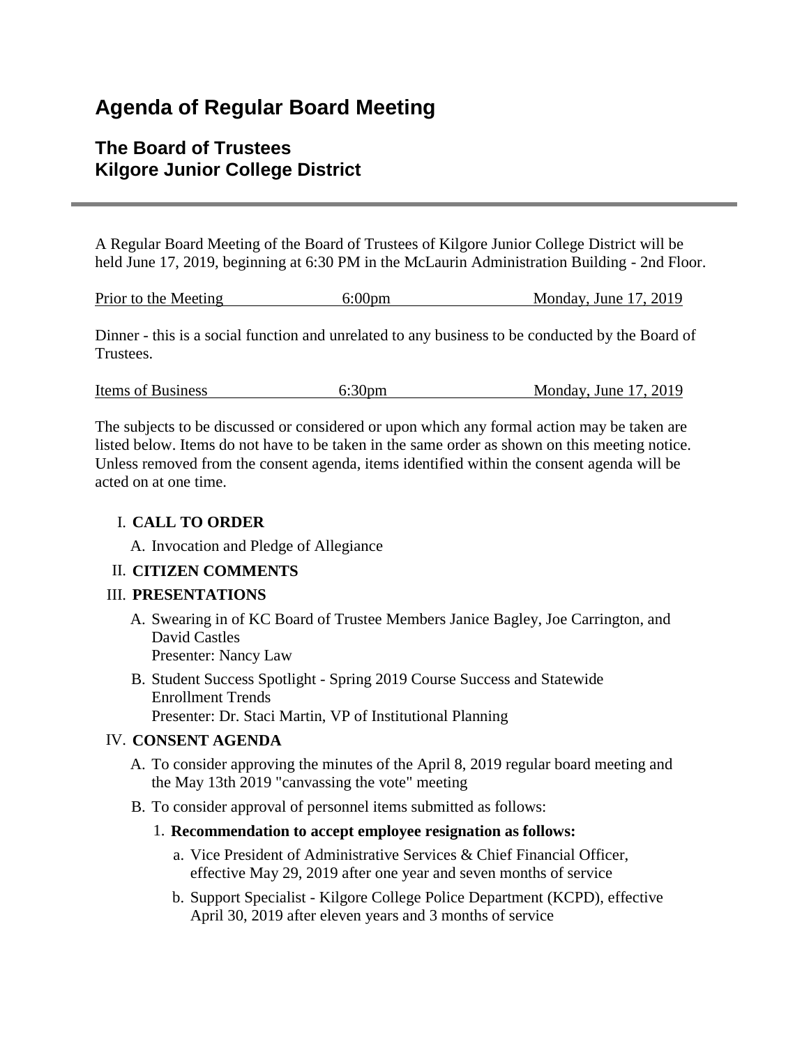# Agenda of Regular Board Meeting

## The Board of Trustees
## Kilgore Junior College District

---

A Regular Board Meeting of the Board of Trustees of Kilgore Junior College District will be held June 17, 2019, beginning at 6:30 PM in the McLaurin Administration Building - 2nd Floor.

| Prior to the Meeting | 6:00pm | Monday, June 17, 2019 |
|---|---|---|

Dinner - this is a social function and unrelated to any business to be conducted by the Board of Trustees.

| Items of Business | 6:30pm | Monday, June 17, 2019 |
|---|---|---|

The subjects to be discussed or considered or upon which any formal action may be taken are listed below. Items do not have to be taken in the same order as shown on this meeting notice. Unless removed from the consent agenda, items identified within the consent agenda will be acted on at one time.

I. **CALL TO ORDER**

  A. Invocation and Pledge of Allegiance

II. **CITIZEN COMMENTS**

III. **PRESENTATIONS**

  A. Swearing in of KC Board of Trustee Members Janice Bagley, Joe Carrington, and David Castles
  Presenter: Nancy Law

  B. Student Success Spotlight - Spring 2019 Course Success and Statewide Enrollment Trends
  Presenter: Dr. Staci Martin, VP of Institutional Planning

IV. **CONSENT AGENDA**

  A. To consider approving the minutes of the April 8, 2019 regular board meeting and the May 13th 2019 "canvassing the vote" meeting

  B. To consider approval of personnel items submitted as follows:

    1. **Recommendation to accept employee resignation as follows:**

      a. Vice President of Administrative Services & Chief Financial Officer, effective May 29, 2019 after one year and seven months of service

      b. Support Specialist - Kilgore College Police Department (KCPD), effective April 30, 2019 after eleven years and 3 months of service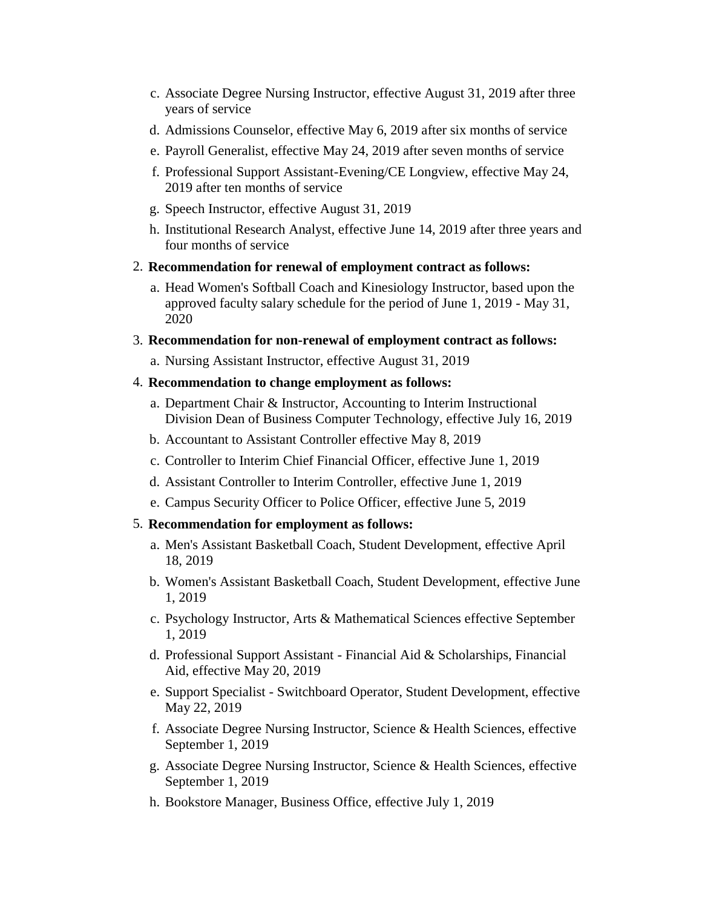c. Associate Degree Nursing Instructor, effective August 31, 2019 after three years of service
d. Admissions Counselor, effective May 6, 2019 after six months of service
e. Payroll Generalist, effective May 24, 2019 after seven months of service
f. Professional Support Assistant-Evening/CE Longview, effective May 24, 2019 after ten months of service
g. Speech Instructor, effective August 31, 2019
h. Institutional Research Analyst, effective June 14, 2019 after three years and four months of service

2. **Recommendation for renewal of employment contract as follows:**
   a. Head Women's Softball Coach and Kinesiology Instructor, based upon the approved faculty salary schedule for the period of June 1, 2019 - May 31, 2020

3. **Recommendation for non-renewal of employment contract as follows:**
   a. Nursing Assistant Instructor, effective August 31, 2019

4. **Recommendation to change employment as follows:**
   a. Department Chair & Instructor, Accounting to Interim Instructional Division Dean of Business Computer Technology, effective July 16, 2019
   b. Accountant to Assistant Controller effective May 8, 2019
   c. Controller to Interim Chief Financial Officer, effective June 1, 2019
   d. Assistant Controller to Interim Controller, effective June 1, 2019
   e. Campus Security Officer to Police Officer, effective June 5, 2019

5. **Recommendation for employment as follows:**
   a. Men's Assistant Basketball Coach, Student Development, effective April 18, 2019
   b. Women's Assistant Basketball Coach, Student Development, effective June 1, 2019
   c. Psychology Instructor, Arts & Mathematical Sciences effective September 1, 2019
   d. Professional Support Assistant - Financial Aid & Scholarships, Financial Aid, effective May 20, 2019
   e. Support Specialist - Switchboard Operator, Student Development, effective May 22, 2019
   f. Associate Degree Nursing Instructor, Science & Health Sciences, effective September 1, 2019
   g. Associate Degree Nursing Instructor, Science & Health Sciences, effective September 1, 2019
   h. Bookstore Manager, Business Office, effective July 1, 2019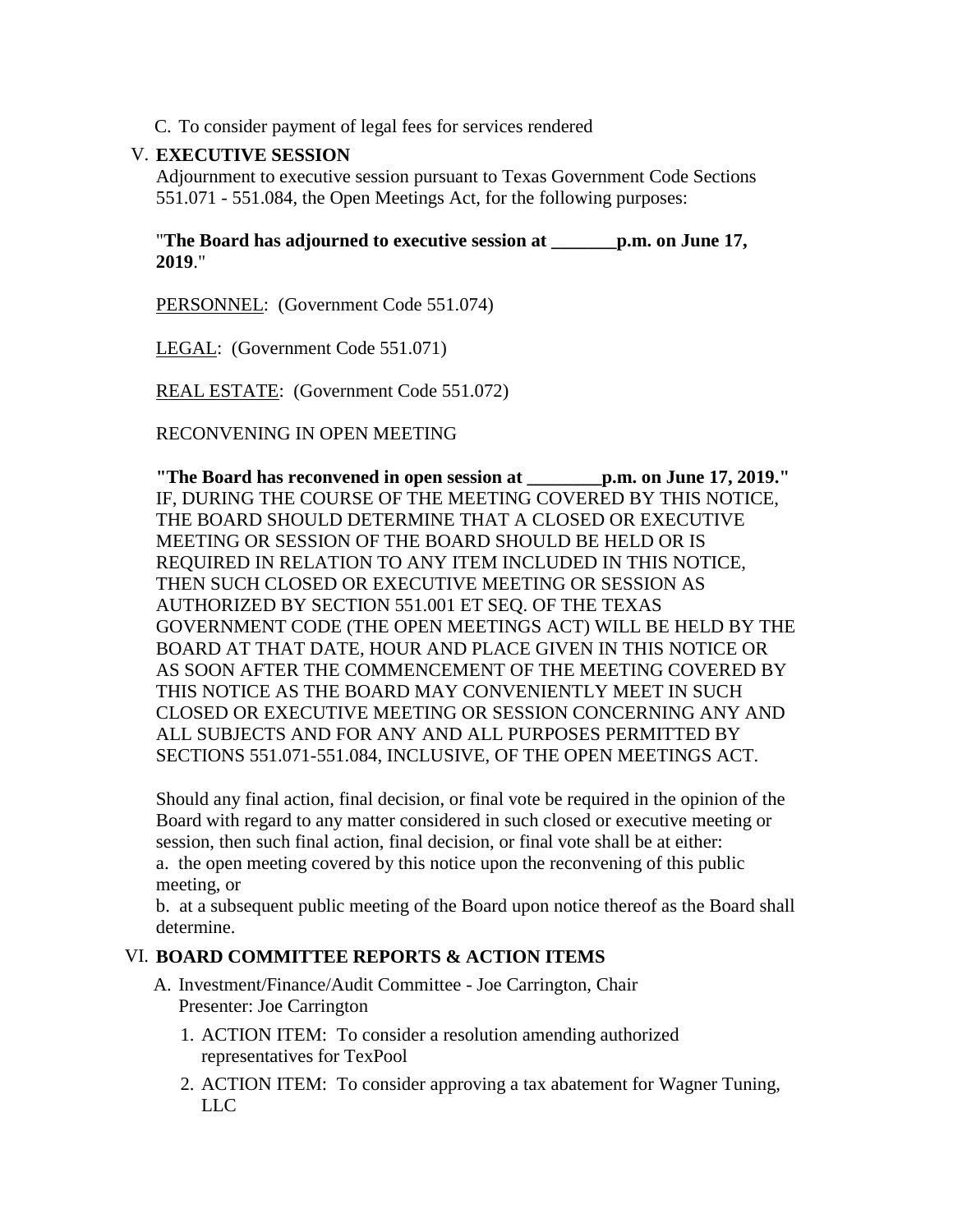C. To consider payment of legal fees for services rendered

V. **EXECUTIVE SESSION**

Adjournment to executive session pursuant to Texas Government Code Sections 551.071 - 551.084, the Open Meetings Act, for the following purposes:

"**The Board has adjourned to executive session at _______p.m. on June 17, 2019**."

<u>PERSONNEL</u>: (Government Code 551.074)

<u>LEGAL</u>: (Government Code 551.071)

<u>REAL ESTATE</u>: (Government Code 551.072)

RECONVENING IN OPEN MEETING

**"The Board has reconvened in open session at ________p.m. on June 17, 2019."**
IF, DURING THE COURSE OF THE MEETING COVERED BY THIS NOTICE, THE BOARD SHOULD DETERMINE THAT A CLOSED OR EXECUTIVE MEETING OR SESSION OF THE BOARD SHOULD BE HELD OR IS REQUIRED IN RELATION TO ANY ITEM INCLUDED IN THIS NOTICE, THEN SUCH CLOSED OR EXECUTIVE MEETING OR SESSION AS AUTHORIZED BY SECTION 551.001 ET SEQ. OF THE TEXAS GOVERNMENT CODE (THE OPEN MEETINGS ACT) WILL BE HELD BY THE BOARD AT THAT DATE, HOUR AND PLACE GIVEN IN THIS NOTICE OR AS SOON AFTER THE COMMENCEMENT OF THE MEETING COVERED BY THIS NOTICE AS THE BOARD MAY CONVENIENTLY MEET IN SUCH CLOSED OR EXECUTIVE MEETING OR SESSION CONCERNING ANY AND ALL SUBJECTS AND FOR ANY AND ALL PURPOSES PERMITTED BY SECTIONS 551.071-551.084, INCLUSIVE, OF THE OPEN MEETINGS ACT.

Should any final action, final decision, or final vote be required in the opinion of the Board with regard to any matter considered in such closed or executive meeting or session, then such final action, final decision, or final vote shall be at either:
a. the open meeting covered by this notice upon the reconvening of this public meeting, or
b. at a subsequent public meeting of the Board upon notice thereof as the Board shall determine.

VI. **BOARD COMMITTEE REPORTS & ACTION ITEMS**

A. Investment/Finance/Audit Committee - Joe Carrington, Chair
Presenter: Joe Carrington

1. ACTION ITEM: To consider a resolution amending authorized representatives for TexPool
2. ACTION ITEM: To consider approving a tax abatement for Wagner Tuning, LLC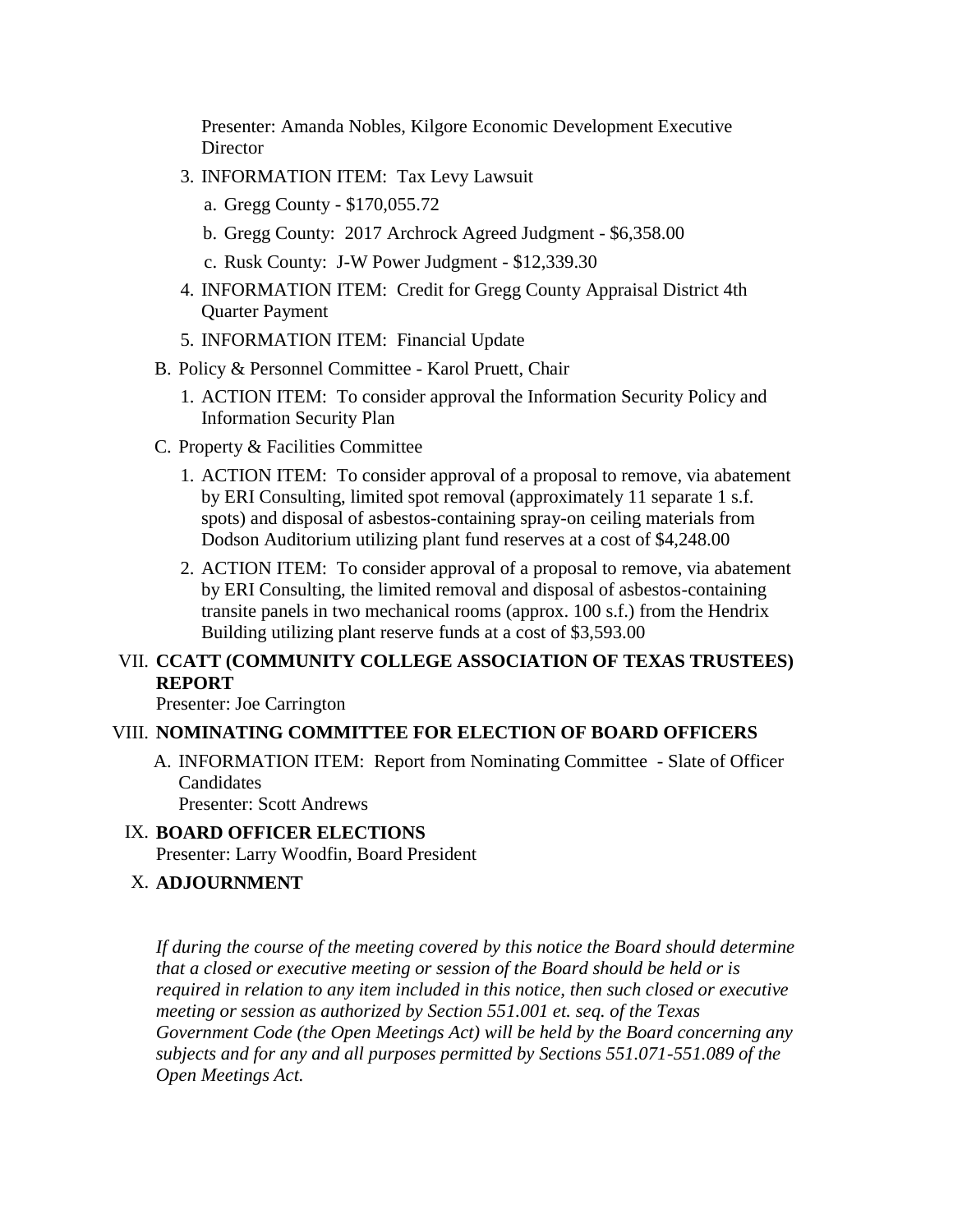Presenter: Amanda Nobles, Kilgore Economic Development Executive Director

3. INFORMATION ITEM: Tax Levy Lawsuit
    a. Gregg County - $170,055.72
    b. Gregg County: 2017 Archrock Agreed Judgment - $6,358.00
    c. Rusk County: J-W Power Judgment - $12,339.30
4. INFORMATION ITEM: Credit for Gregg County Appraisal District 4th Quarter Payment
5. INFORMATION ITEM: Financial Update

B. Policy & Personnel Committee - Karol Pruett, Chair

1. ACTION ITEM: To consider approval the Information Security Policy and Information Security Plan

C. Property & Facilities Committee

1. ACTION ITEM: To consider approval of a proposal to remove, via abatement by ERI Consulting, limited spot removal (approximately 11 separate 1 s.f. spots) and disposal of asbestos-containing spray-on ceiling materials from Dodson Auditorium utilizing plant fund reserves at a cost of $4,248.00
2. ACTION ITEM: To consider approval of a proposal to remove, via abatement by ERI Consulting, the limited removal and disposal of asbestos-containing transite panels in two mechanical rooms (approx. 100 s.f.) from the Hendrix Building utilizing plant reserve funds at a cost of $3,593.00

VII. **CCATT (COMMUNITY COLLEGE ASSOCIATION OF TEXAS TRUSTEES) REPORT**
Presenter: Joe Carrington

VIII. **NOMINATING COMMITTEE FOR ELECTION OF BOARD OFFICERS**

A. INFORMATION ITEM: Report from Nominating Committee - Slate of Officer Candidates
Presenter: Scott Andrews

IX. **BOARD OFFICER ELECTIONS**
Presenter: Larry Woodfin, Board President

X. **ADJOURNMENT**

*If during the course of the meeting covered by this notice the Board should determine that a closed or executive meeting or session of the Board should be held or is required in relation to any item included in this notice, then such closed or executive meeting or session as authorized by Section 551.001 et. seq. of the Texas Government Code (the Open Meetings Act) will be held by the Board concerning any subjects and for any and all purposes permitted by Sections 551.071-551.089 of the Open Meetings Act.*